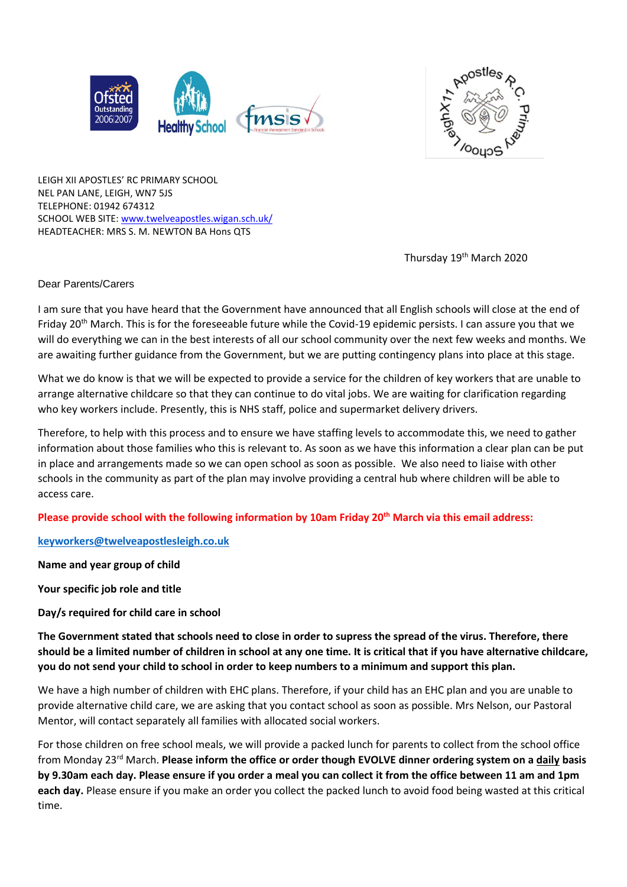LEIGH XII APOSTLES' RC PRIMARY SCHOOL
NEL PAN LANE, LEIGH, WN7 5JS
TELEPHONE: 01942 674312
SCHOOL WEB SITE: www.twelveapostles.wigan.sch.uk/
HEADTEACHER: MRS S. M. NEWTON BA Hons QTS

Thursday 19th March 2020

Dear Parents/Carers

I am sure that you have heard that the Government have announced that all English schools will close at the end of Friday 20th March. This is for the foreseeable future while the Covid-19 epidemic persists. I can assure you that we will do everything we can in the best interests of all our school community over the next few weeks and months. We are awaiting further guidance from the Government, but we are putting contingency plans into place at this stage.

What we do know is that we will be expected to provide a service for the children of key workers that are unable to arrange alternative childcare so that they can continue to do vital jobs. We are waiting for clarification regarding who key workers include. Presently, this is NHS staff, police and supermarket delivery drivers.

Therefore, to help with this process and to ensure we have staffing levels to accommodate this, we need to gather information about those families who this is relevant to. As soon as we have this information a clear plan can be put in place and arrangements made so we can open school as soon as possible. We also need to liaise with other schools in the community as part of the plan may involve providing a central hub where children will be able to access care.

**Please provide school with the following information by 10am Friday 20th March via this email address:**

**keyworkers@twelveapostlesleigh.co.uk**

**Name and year group of child**

**Your specific job role and title**

**Day/s required for child care in school**

**The Government stated that schools need to close in order to supress the spread of the virus. Therefore, there should be a limited number of children in school at any one time. It is critical that if you have alternative childcare, you do not send your child to school in order to keep numbers to a minimum and support this plan.**

We have a high number of children with EHC plans. Therefore, if your child has an EHC plan and you are unable to provide alternative child care, we are asking that you contact school as soon as possible. Mrs Nelson, our Pastoral Mentor, will contact separately all families with allocated social workers.

For those children on free school meals, we will provide a packed lunch for parents to collect from the school office from Monday 23rd March. **Please inform the office or order though EVOLVE dinner ordering system on a daily basis by 9.30am each day. Please ensure if you order a meal you can collect it from the office between 11 am and 1pm each day.** Please ensure if you make an order you collect the packed lunch to avoid food being wasted at this critical time.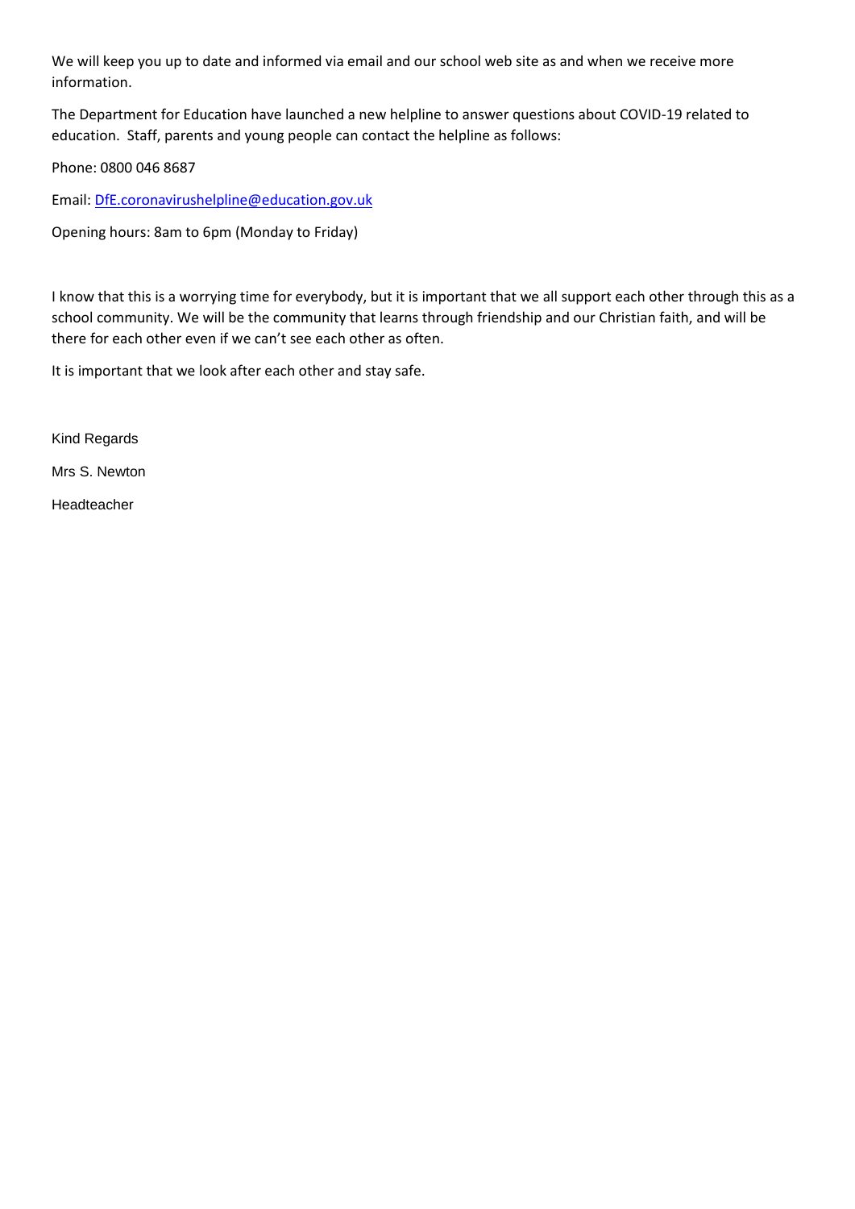We will keep you up to date and informed via email and our school web site as and when we receive more information.

The Department for Education have launched a new helpline to answer questions about COVID-19 related to education. Staff, parents and young people can contact the helpline as follows:

Phone: 0800 046 8687

Email: DfE.coronavirushelpline@education.gov.uk

Opening hours: 8am to 6pm (Monday to Friday)

I know that this is a worrying time for everybody, but it is important that we all support each other through this as a school community. We will be the community that learns through friendship and our Christian faith, and will be there for each other even if we can't see each other as often.

It is important that we look after each other and stay safe.

Kind Regards

Mrs S. Newton

Headteacher